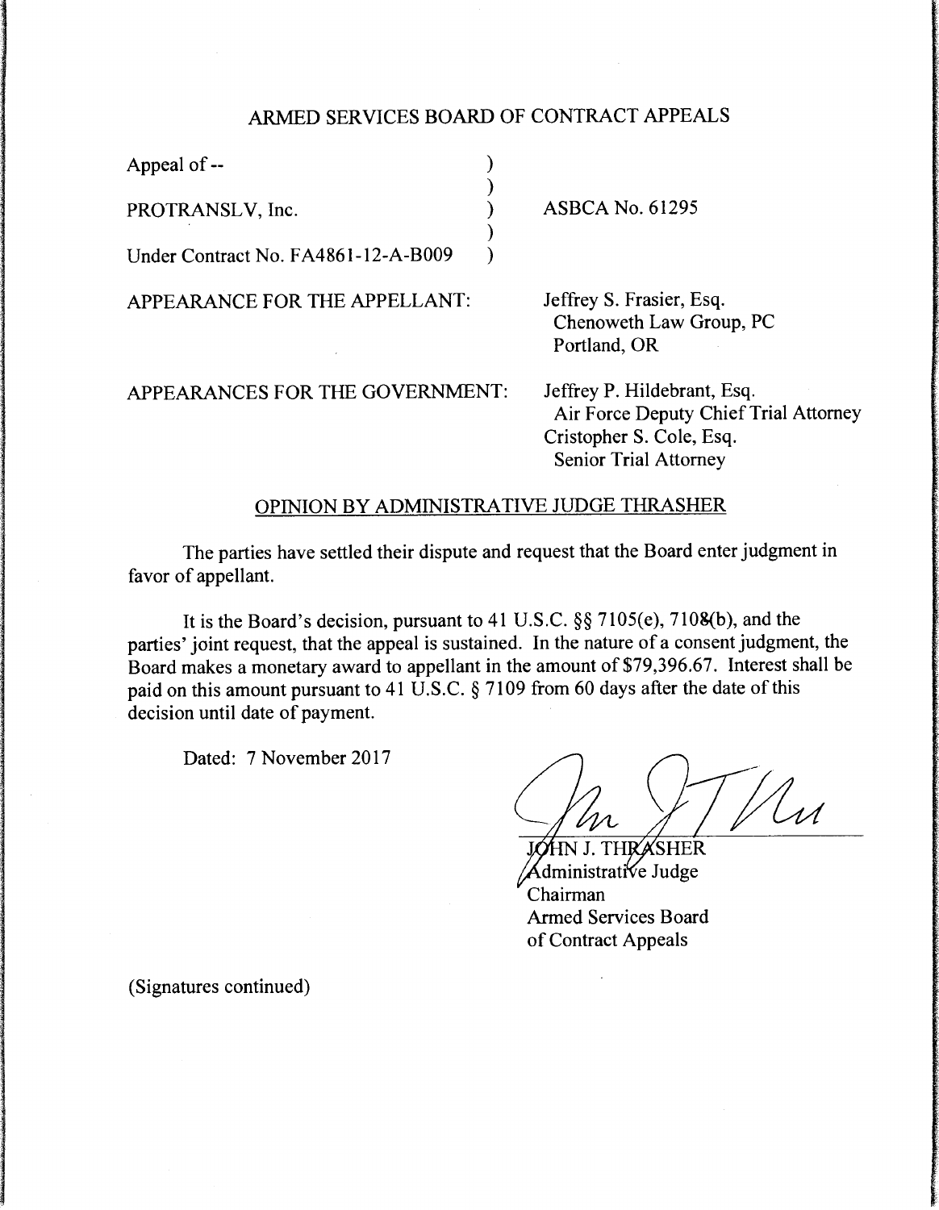# ARMED SERVICES BOARD OF CONTRACT APPEALS

Appeal of --

PROTRANSLV, Inc. ) ASBCA No. 61295

Under Contract No. FA4861-12-A-B009 )

APPEARANCE FOR THE APPELLANT: Jeffrey S. Frasier, Esq.
Chenoweth Law Group, PC
Portland, OR

APPEARANCES FOR THE GOVERNMENT: Jeffrey P. Hildebrant, Esq.
Air Force Deputy Chief Trial Attorney
Cristopher S. Cole, Esq.
Senior Trial Attorney

## OPINION BY ADMINISTRATIVE JUDGE THRASHER

The parties have settled their dispute and request that the Board enter judgment in favor of appellant.

It is the Board's decision, pursuant to 41 U.S.C. §§ 7105(e), 7108(b), and the parties' joint request, that the appeal is sustained. In the nature of a consent judgment, the Board makes a monetary award to appellant in the amount of $79,396.67. Interest shall be paid on this amount pursuant to 41 U.S.C. § 7109 from 60 days after the date of this decision until date of payment.

Dated: 7 November 2017

JOHN J. THRASHER
Administrative Judge
Chairman
Armed Services Board
of Contract Appeals

(Signatures continued)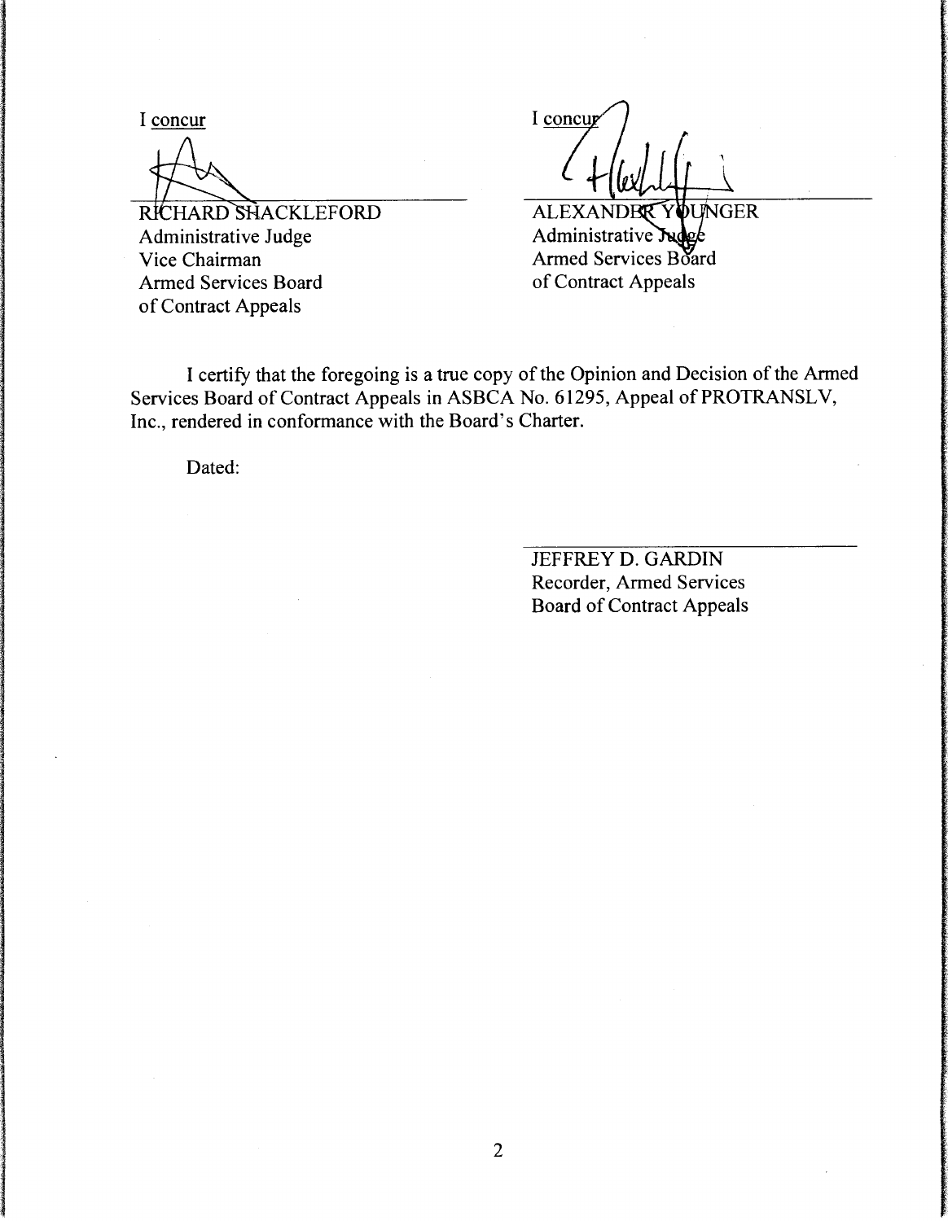I concur

RICHARD SHACKLEFORD
Administrative Judge
Vice Chairman
Armed Services Board
of Contract Appeals

I concur

ALEXANDER YOUNGER
Administrative Judge
Armed Services Board
of Contract Appeals

I certify that the foregoing is a true copy of the Opinion and Decision of the Armed Services Board of Contract Appeals in ASBCA No. 61295, Appeal of PROTRANSLV, Inc., rendered in conformance with the Board's Charter.

Dated:

JEFFREY D. GARDIN
Recorder, Armed Services
Board of Contract Appeals